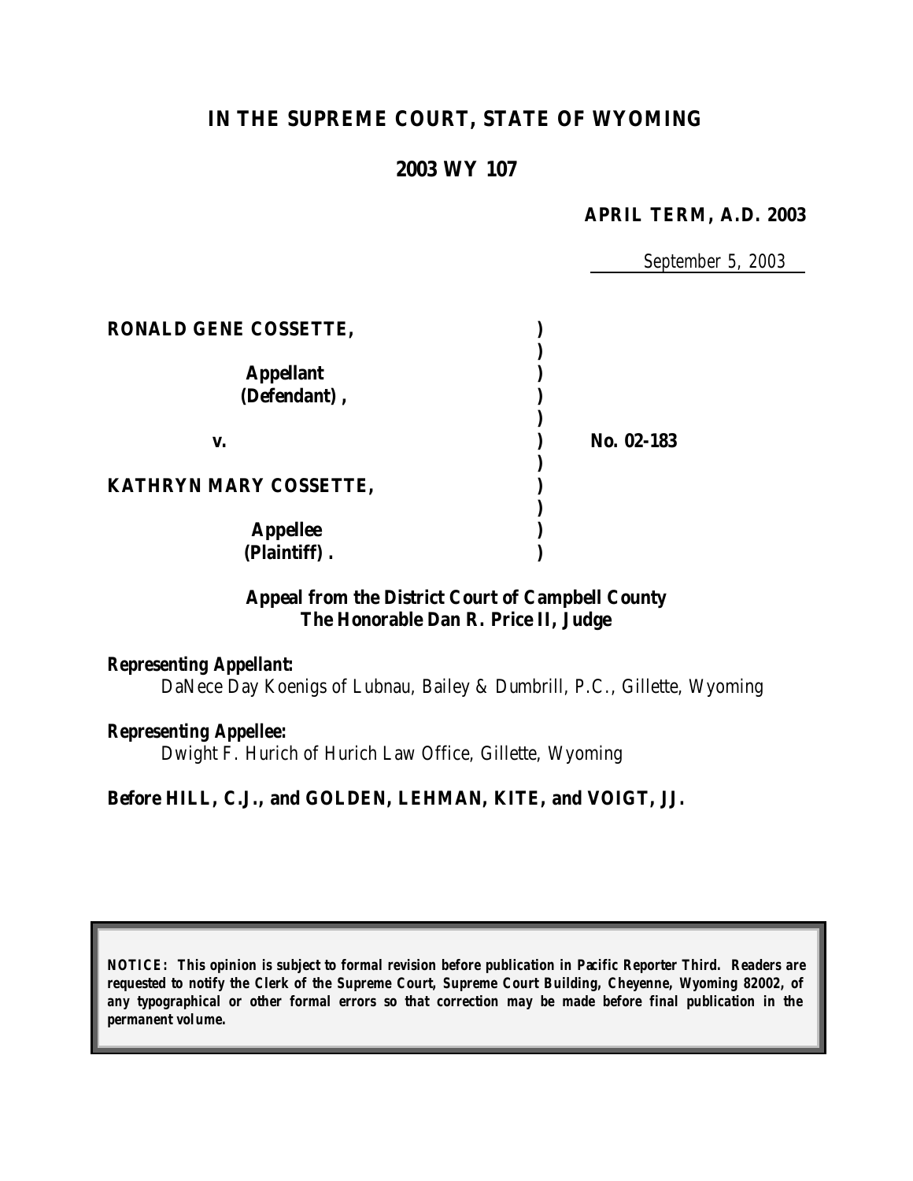# IN THE SUPREME COURT, STATE OF WYOMING

## 2003 WY 107

**APRIL TERM, A.D. 2003**

September 5, 2003

**RONALD GENE COSSETTE,**

**Appellant (Defendant),**

**v.**

**KATHRYN MARY COSSETTE,**

**Appellee (Plaintiff).**

**No. 02-183**

**Appeal from the District Court of Campbell County**
**The Honorable Dan R. Price II, Judge**

***Representing Appellant:***
DaNece Day Koenigs of Lubnau, Bailey & Dumbrill, P.C., Gillette, Wyoming

***Representing Appellee:***
Dwight F. Hurich of Hurich Law Office, Gillette, Wyoming

**Before HILL, C.J., and GOLDEN, LEHMAN, KITE, and VOIGT, JJ.**

***NOTICE: This opinion is subject to formal revision before publication in Pacific Reporter Third. Readers are requested to notify the Clerk of the Supreme Court, Supreme Court Building, Cheyenne, Wyoming 82002, of any typographical or other formal errors so that correction may be made before final publication in the permanent volume.***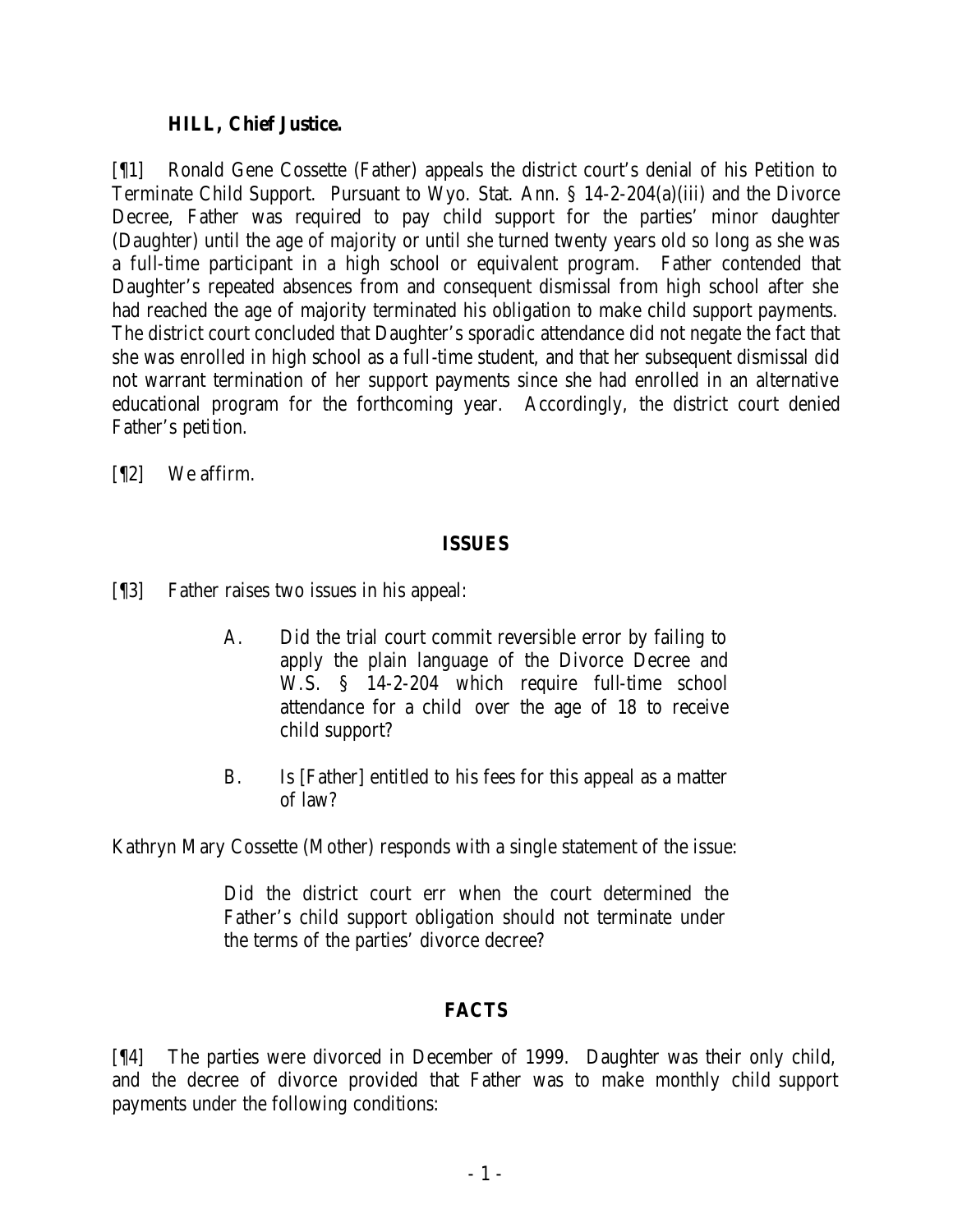**HILL, Chief Justice.**

[¶1] Ronald Gene Cossette (Father) appeals the district court's denial of his Petition to Terminate Child Support. Pursuant to Wyo. Stat. Ann. § 14-2-204(a)(iii) and the Divorce Decree, Father was required to pay child support for the parties' minor daughter (Daughter) until the age of majority or until she turned twenty years old so long as she was a full-time participant in a high school or equivalent program. Father contended that Daughter's repeated absences from and consequent dismissal from high school after she had reached the age of majority terminated his obligation to make child support payments. The district court concluded that Daughter's sporadic attendance did not negate the fact that she was enrolled in high school as a full-time student, and that her subsequent dismissal did not warrant termination of her support payments since she had enrolled in an alternative educational program for the forthcoming year. Accordingly, the district court denied Father's petition.

[¶2] We affirm.

## ISSUES

[¶3] Father raises two issues in his appeal:

> A. Did the trial court commit reversible error by failing to apply the plain language of the Divorce Decree and W.S. § 14-2-204 which require full-time school attendance for a child over the age of 18 to receive child support?
>
> B. Is [Father] entitled to his fees for this appeal as a matter of law?

Kathryn Mary Cossette (Mother) responds with a single statement of the issue:

> Did the district court err when the court determined the Father's child support obligation should not terminate under the terms of the parties' divorce decree?

## FACTS

[¶4] The parties were divorced in December of 1999. Daughter was their only child, and the decree of divorce provided that Father was to make monthly child support payments under the following conditions: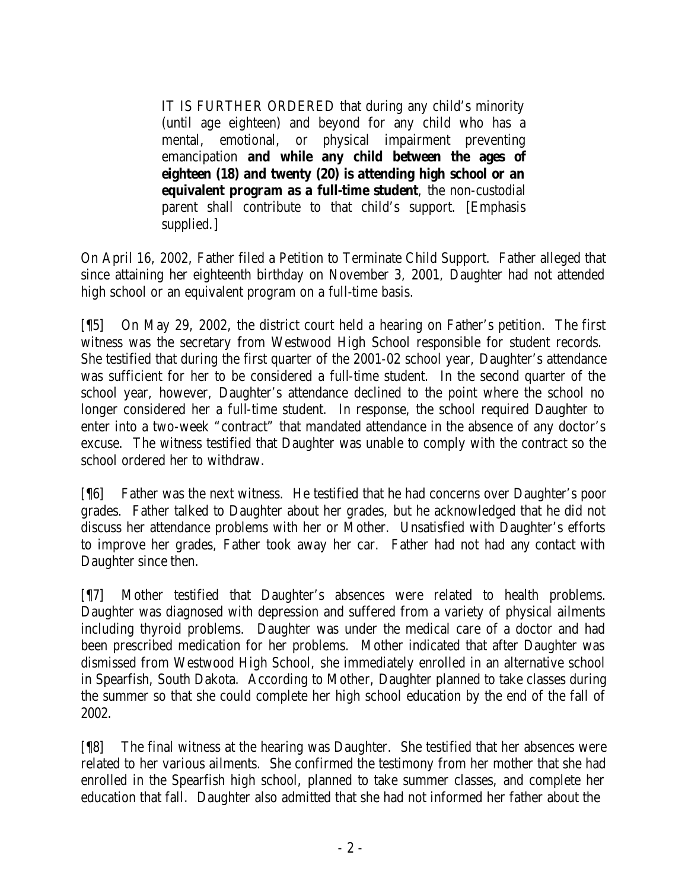> IT IS FURTHER ORDERED that during any child's minority (until age eighteen) and beyond for any child who has a mental, emotional, or physical impairment preventing emancipation **and while any child between the ages of eighteen (18) and twenty (20) is attending high school or an equivalent program as a full-time student**, the non-custodial parent shall contribute to that child's support. [Emphasis supplied.]

On April 16, 2002, Father filed a Petition to Terminate Child Support. Father alleged that since attaining her eighteenth birthday on November 3, 2001, Daughter had not attended high school or an equivalent program on a full-time basis.

[¶5] On May 29, 2002, the district court held a hearing on Father's petition. The first witness was the secretary from Westwood High School responsible for student records. She testified that during the first quarter of the 2001-02 school year, Daughter's attendance was sufficient for her to be considered a full-time student. In the second quarter of the school year, however, Daughter's attendance declined to the point where the school no longer considered her a full-time student. In response, the school required Daughter to enter into a two-week "contract" that mandated attendance in the absence of any doctor's excuse. The witness testified that Daughter was unable to comply with the contract so the school ordered her to withdraw.

[¶6] Father was the next witness. He testified that he had concerns over Daughter's poor grades. Father talked to Daughter about her grades, but he acknowledged that he did not discuss her attendance problems with her or Mother. Unsatisfied with Daughter's efforts to improve her grades, Father took away her car. Father had not had any contact with Daughter since then.

[¶7] Mother testified that Daughter's absences were related to health problems. Daughter was diagnosed with depression and suffered from a variety of physical ailments including thyroid problems. Daughter was under the medical care of a doctor and had been prescribed medication for her problems. Mother indicated that after Daughter was dismissed from Westwood High School, she immediately enrolled in an alternative school in Spearfish, South Dakota. According to Mother, Daughter planned to take classes during the summer so that she could complete her high school education by the end of the fall of 2002.

[¶8] The final witness at the hearing was Daughter. She testified that her absences were related to her various ailments. She confirmed the testimony from her mother that she had enrolled in the Spearfish high school, planned to take summer classes, and complete her education that fall. Daughter also admitted that she had not informed her father about the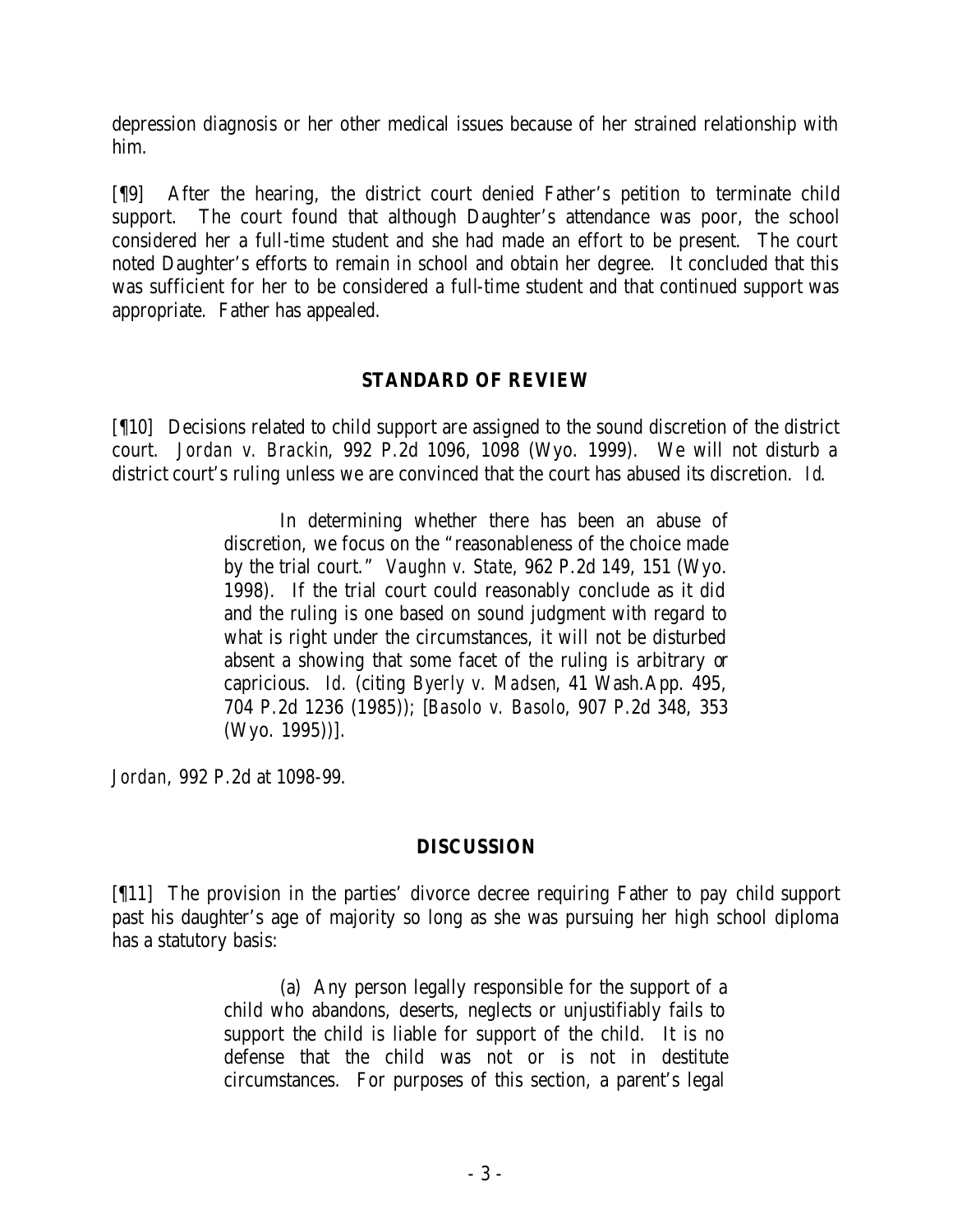depression diagnosis or her other medical issues because of her strained relationship with him.

[¶9] After the hearing, the district court denied Father's petition to terminate child support. The court found that although Daughter's attendance was poor, the school considered her a full-time student and she had made an effort to be present. The court noted Daughter's efforts to remain in school and obtain her degree. It concluded that this was sufficient for her to be considered a full-time student and that continued support was appropriate. Father has appealed.

## STANDARD OF REVIEW

[¶10] Decisions related to child support are assigned to the sound discretion of the district court. *Jordan v. Brackin*, 992 P.2d 1096, 1098 (Wyo. 1999). We will not disturb a district court's ruling unless we are convinced that the court has abused its discretion. *Id*.

> In determining whether there has been an abuse of discretion, we focus on the "reasonableness of the choice made by the trial court." *Vaughn v. State*, 962 P.2d 149, 151 (Wyo. 1998). If the trial court could reasonably conclude as it did and the ruling is one based on sound judgment with regard to what is right under the circumstances, it will not be disturbed absent a showing that some facet of the ruling is arbitrary or capricious. *Id.* (citing *Byerly v. Madsen*, 41 Wash.App. 495, 704 P.2d 1236 (1985)); [*Basolo v. Basolo*, 907 P.2d 348, 353 (Wyo. 1995))].

*Jordan*, 992 P.2d at 1098-99.

## DISCUSSION

[¶11] The provision in the parties' divorce decree requiring Father to pay child support past his daughter's age of majority so long as she was pursuing her high school diploma has a statutory basis:

> (a) Any person legally responsible for the support of a child who abandons, deserts, neglects or unjustifiably fails to support the child is liable for support of the child. It is no defense that the child was not or is not in destitute circumstances. For purposes of this section, a parent's legal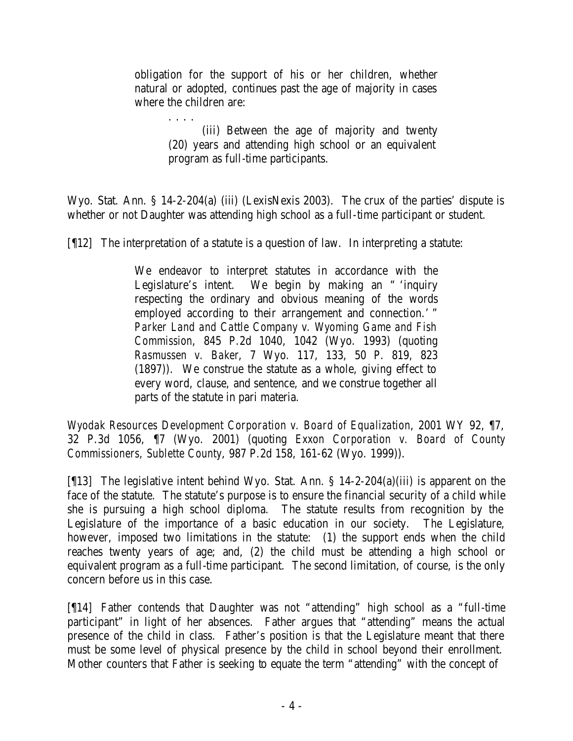> obligation for the support of his or her children, whether natural or adopted, continues past the age of majority in cases where the children are:
>
> . . . .
>
> (iii) Between the age of majority and twenty (20) years and attending high school or an equivalent program as full-time participants.

Wyo. Stat. Ann. § 14-2-204(a) (iii) (LexisNexis 2003). The crux of the parties' dispute is whether or not Daughter was attending high school as a full-time participant or student.

[¶12] The interpretation of a statute is a question of law. In interpreting a statute:

> We endeavor to interpret statutes in accordance with the Legislature's intent. We begin by making an " 'inquiry respecting the ordinary and obvious meaning of the words employed according to their arrangement and connection.' " *Parker Land and Cattle Company v. Wyoming Game and Fish Commission*, 845 P.2d 1040, 1042 (Wyo. 1993) (quoting *Rasmussen v. Baker*, 7 Wyo. 117, 133, 50 P. 819, 823 (1897)). We construe the statute as a whole, giving effect to every word, clause, and sentence, and we construe together all parts of the statute in pari materia.

*Wyodak Resources Development Corporation v. Board of Equalization*, 2001 WY 92, ¶7, 32 P.3d 1056, ¶7 (Wyo. 2001) (quoting *Exxon Corporation v. Board of County Commissioners, Sublette County*, 987 P.2d 158, 161-62 (Wyo. 1999)).

[¶13] The legislative intent behind Wyo. Stat. Ann. § 14-2-204(a)(iii) is apparent on the face of the statute. The statute's purpose is to ensure the financial security of a child while she is pursuing a high school diploma. The statute results from recognition by the Legislature of the importance of a basic education in our society. The Legislature, however, imposed two limitations in the statute: (1) the support ends when the child reaches twenty years of age; and, (2) the child must be attending a high school or equivalent program as a full-time participant. The second limitation, of course, is the only concern before us in this case.

[¶14] Father contends that Daughter was not "attending" high school as a "full-time participant" in light of her absences. Father argues that "attending" means the actual presence of the child in class. Father's position is that the Legislature meant that there must be some level of physical presence by the child in school beyond their enrollment. Mother counters that Father is seeking to equate the term "attending" with the concept of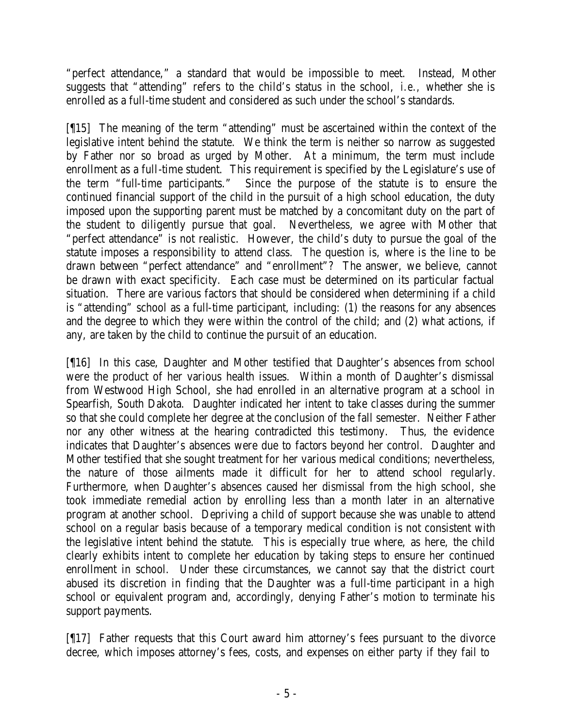"perfect attendance," a standard that would be impossible to meet. Instead, Mother suggests that "attending" refers to the child's status in the school, *i.e.*, whether she is enrolled as a full-time student and considered as such under the school's standards.

[¶15] The meaning of the term "attending" must be ascertained within the context of the legislative intent behind the statute. We think the term is neither so narrow as suggested by Father nor so broad as urged by Mother. At a minimum, the term must include enrollment as a full-time student. This requirement is specified by the Legislature's use of the term "full-time participants." Since the purpose of the statute is to ensure the continued financial support of the child in the pursuit of a high school education, the duty imposed upon the supporting parent must be matched by a concomitant duty on the part of the student to diligently pursue that goal. Nevertheless, we agree with Mother that "perfect attendance" is not realistic. However, the child's duty to pursue the goal of the statute imposes a responsibility to attend class. The question is, where is the line to be drawn between "perfect attendance" and "enrollment"? The answer, we believe, cannot be drawn with exact specificity. Each case must be determined on its particular factual situation. There are various factors that should be considered when determining if a child is "attending" school as a full-time participant, including: (1) the reasons for any absences and the degree to which they were within the control of the child; and (2) what actions, if any, are taken by the child to continue the pursuit of an education.

[¶16] In this case, Daughter and Mother testified that Daughter's absences from school were the product of her various health issues. Within a month of Daughter's dismissal from Westwood High School, she had enrolled in an alternative program at a school in Spearfish, South Dakota. Daughter indicated her intent to take classes during the summer so that she could complete her degree at the conclusion of the fall semester. Neither Father nor any other witness at the hearing contradicted this testimony. Thus, the evidence indicates that Daughter's absences were due to factors beyond her control. Daughter and Mother testified that she sought treatment for her various medical conditions; nevertheless, the nature of those ailments made it difficult for her to attend school regularly. Furthermore, when Daughter's absences caused her dismissal from the high school, she took immediate remedial action by enrolling less than a month later in an alternative program at another school. Depriving a child of support because she was unable to attend school on a regular basis because of a temporary medical condition is not consistent with the legislative intent behind the statute. This is especially true where, as here, the child clearly exhibits intent to complete her education by taking steps to ensure her continued enrollment in school. Under these circumstances, we cannot say that the district court abused its discretion in finding that the Daughter was a full-time participant in a high school or equivalent program and, accordingly, denying Father's motion to terminate his support payments.

[¶17] Father requests that this Court award him attorney's fees pursuant to the divorce decree, which imposes attorney's fees, costs, and expenses on either party if they fail to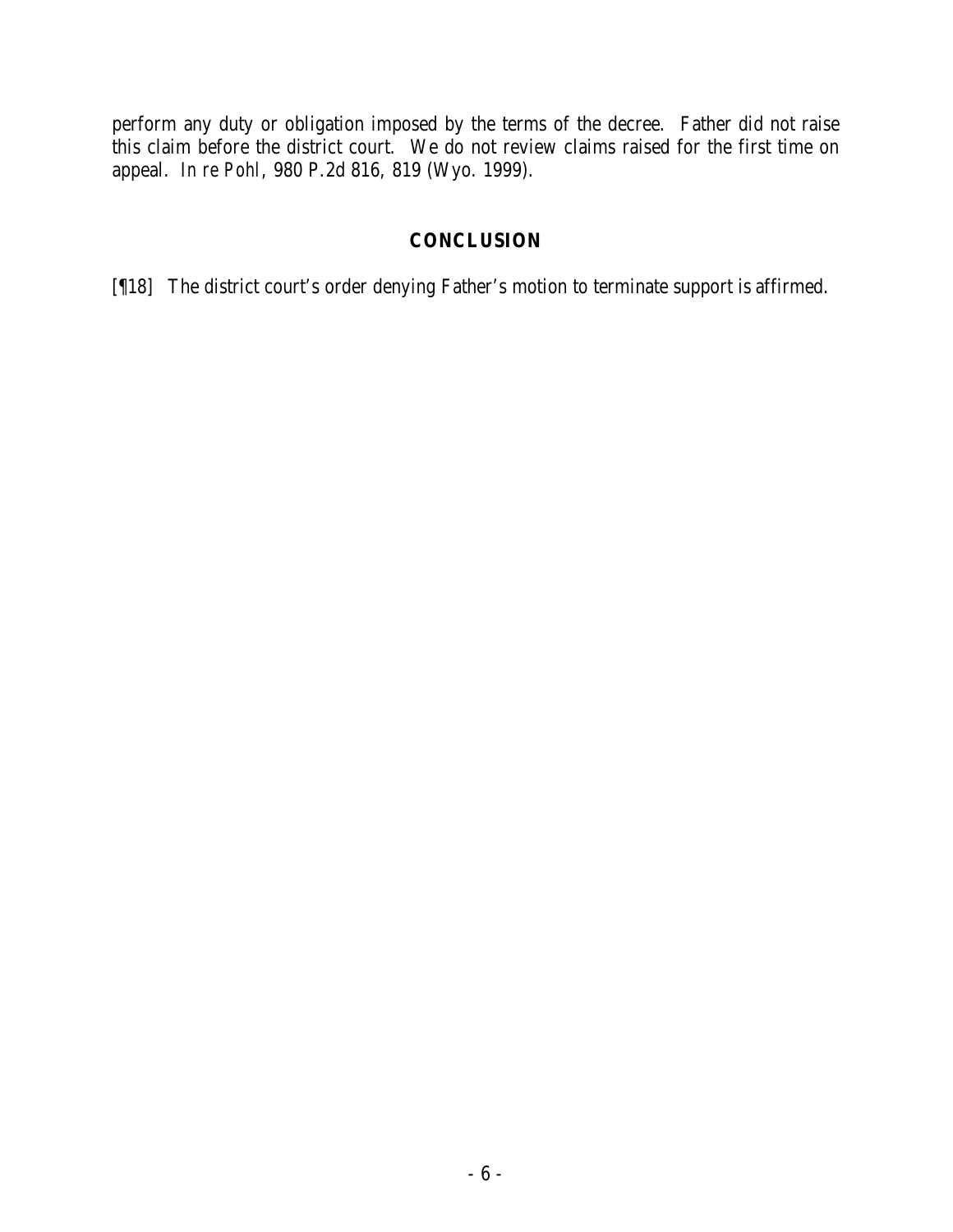perform any duty or obligation imposed by the terms of the decree. Father did not raise this claim before the district court. We do not review claims raised for the first time on appeal. *In re Pohl*, 980 P.2d 816, 819 (Wyo. 1999).

## CONCLUSION

[¶18] The district court's order denying Father's motion to terminate support is affirmed.